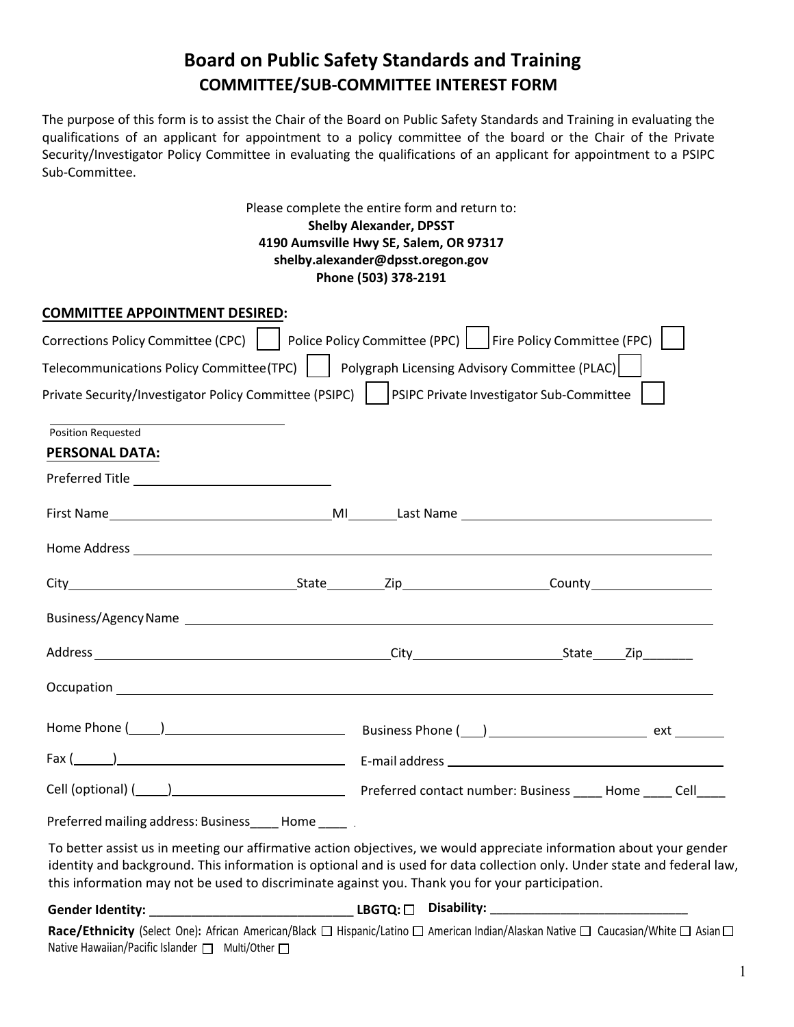# Board on Public Safety Standards and Training

## COMMITTEE/SUB-COMMITTEE INTEREST FORM

The purpose of this form is to assist the Chair of the Board on Public Safety Standards and Training in evaluating the qualifications of an applicant for appointment to a policy committee of the board or the Chair of the Private Security/Investigator Policy Committee in evaluating the qualifications of an applicant for appointment to a PSIPC Sub-Committee.

Please complete the entire form and return to:
**Shelby Alexander, DPSST**
**4190 Aumsville Hwy SE, Salem, OR 97317**
**shelby.alexander@dpsst.oregon.gov**
**Phone (503) 378-2191**

**COMMITTEE APPOINTMENT DESIRED:**

Corrections Policy Committee (CPC) ☐ Police Policy Committee (PPC) ☐ Fire Policy Committee (FPC) ☐

Telecommunications Policy Committee(TPC) ☐ Polygraph Licensing Advisory Committee (PLAC) ☐

Private Security/Investigator Policy Committee (PSIPC) ☐ PSIPC Private Investigator Sub-Committee ☐

______________________________
Position Requested

**PERSONAL DATA:**

Preferred Title ______________________________

First Name ______________________________ MI _______ Last Name ______________________________

Home Address ______________________________________________________________

City ______________________________ State ________ Zip ____________________ County ________________

Business/Agency Name ______________________________________________________________

Address ______________________________________ City ____________________ State _____ Zip _______

Occupation ______________________________________________________________

Home Phone (____) ______________________ Business Phone (___) ____________________ ext _______

Fax (______) ______________________________ E-mail address ______________________________

Cell (optional) (_____) ______________________ Preferred contact number: Business ____ Home ____ Cell ____

Preferred mailing address: Business ____ Home ____

To better assist us in meeting our affirmative action objectives, we would appreciate information about your gender identity and background. This information is optional and is used for data collection only. Under state and federal law, this information may not be used to discriminate against you. Thank you for your participation.

**Gender Identity:** ______________________________ **LBGTQ:** ☐ **Disability:** ______________________________

**Race/Ethnicity** (Select One)**:** African American/Black ☐ Hispanic/Latino ☐ American Indian/Alaskan Native ☐ Caucasian/White ☐ Asian ☐ Native Hawaiian/Pacific Islander ☐ Multi/Other ☐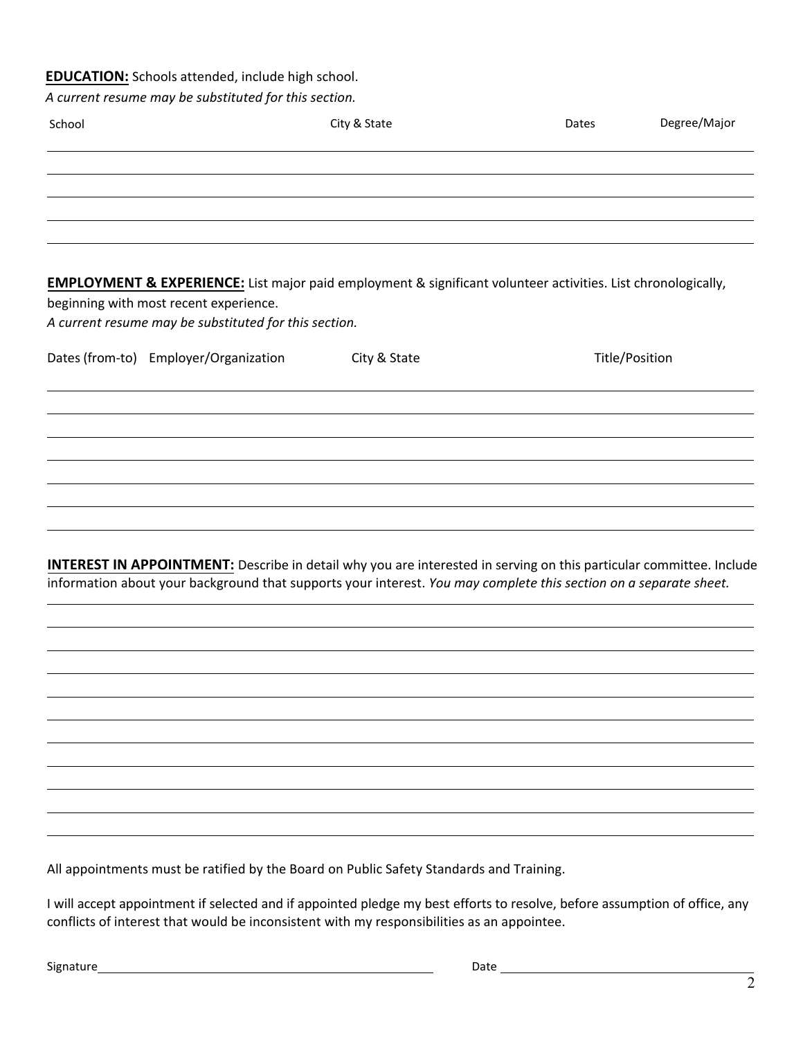**EDUCATION:** Schools attended, include high school.
*A current resume may be substituted for this section.*

| School | City & State | Dates | Degree/Major |
|---|---|---|---|
| | | | |
| | | | |
| | | | |
| | | | |
| | | | |

**EMPLOYMENT & EXPERIENCE:** List major paid employment & significant volunteer activities. List chronologically, beginning with most recent experience.
*A current resume may be substituted for this section.*

| Dates (from-to) | Employer/Organization | City & State | Title/Position |
|---|---|---|---|
| | | | |
| | | | |
| | | | |
| | | | |
| | | | |
| | | | |

**INTEREST IN APPOINTMENT:** Describe in detail why you are interested in serving on this particular committee. Include information about your background that supports your interest. *You may complete this section on a separate sheet.*

All appointments must be ratified by the Board on Public Safety Standards and Training.

I will accept appointment if selected and if appointed pledge my best efforts to resolve, before assumption of office, any conflicts of interest that would be inconsistent with my responsibilities as an appointee.

Signature ______________________________ Date ______________________________